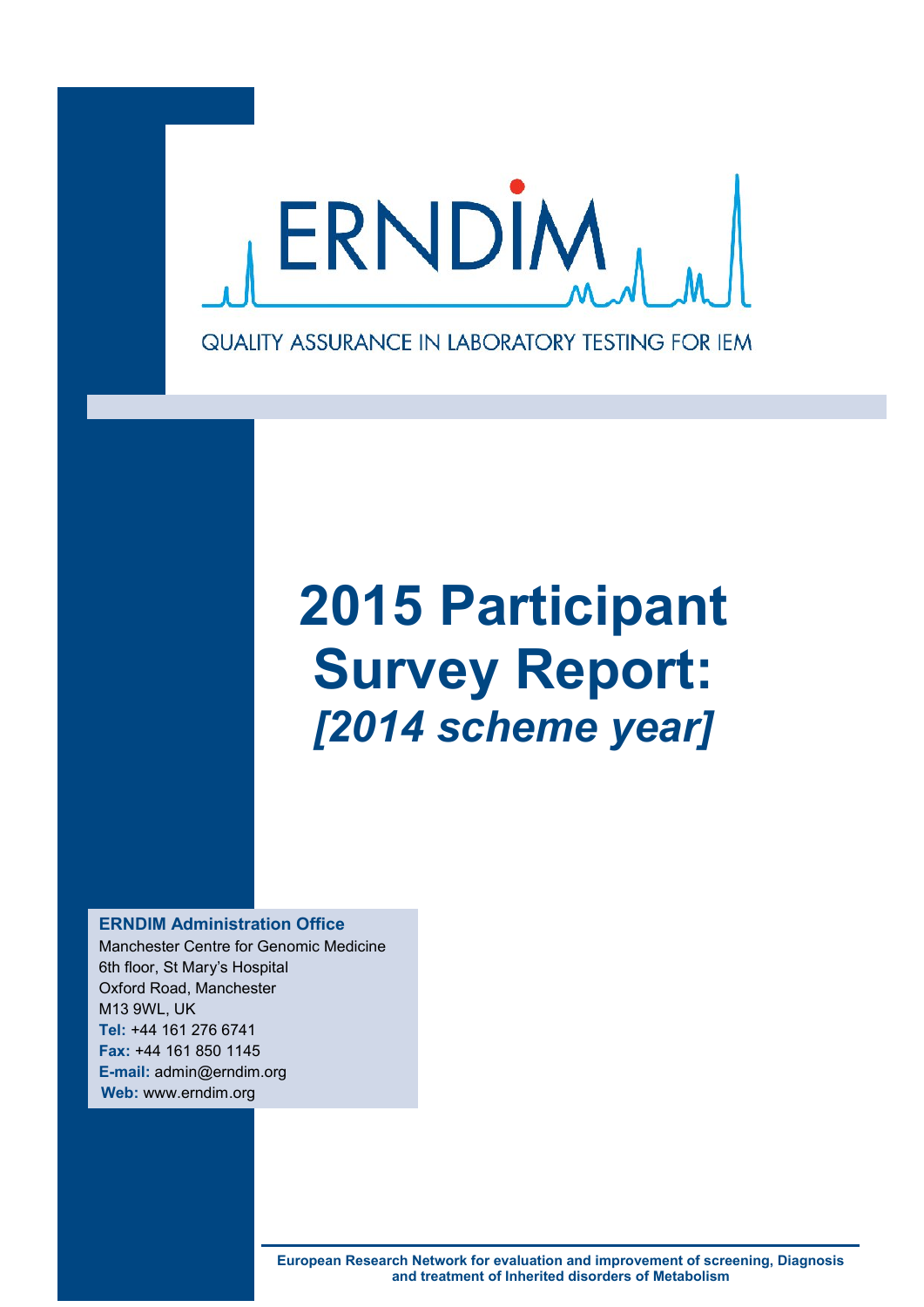ERNDIM

QUALITY ASSURANCE IN LABORATORY TESTING FOR IEM

# 2015 Participant Survey Report: *[2014 scheme year]*

**ERNDIM Administration Office**
Manchester Centre for Genomic Medicine
6th floor, St Mary's Hospital
Oxford Road, Manchester
M13 9WL, UK
**Tel:** +44 161 276 6741
**Fax:** +44 161 850 1145
**E-mail:** admin@erndim.org
**Web:** www.erndim.org

**European Research Network for evaluation and improvement of screening, Diagnosis and treatment of Inherited disorders of Metabolism**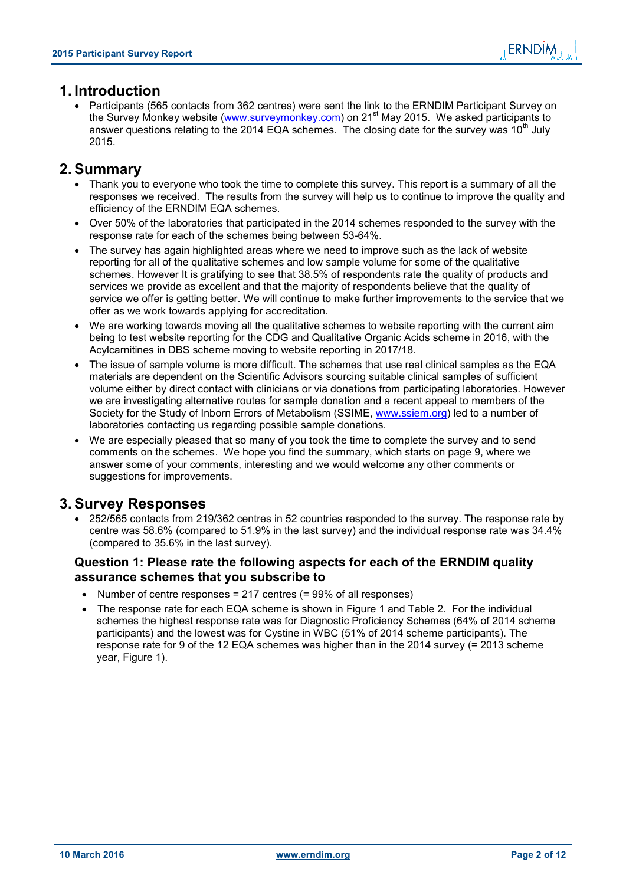# 1. Introduction

- Participants (565 contacts from 362 centres) were sent the link to the ERNDIM Participant Survey on the Survey Monkey website (www.surveymonkey.com) on 21st May 2015. We asked participants to answer questions relating to the 2014 EQA schemes. The closing date for the survey was 10th July 2015.

# 2. Summary

- Thank you to everyone who took the time to complete this survey. This report is a summary of all the responses we received. The results from the survey will help us to continue to improve the quality and efficiency of the ERNDIM EQA schemes.
- Over 50% of the laboratories that participated in the 2014 schemes responded to the survey with the response rate for each of the schemes being between 53-64%.
- The survey has again highlighted areas where we need to improve such as the lack of website reporting for all of the qualitative schemes and low sample volume for some of the qualitative schemes. However It is gratifying to see that 38.5% of respondents rate the quality of products and services we provide as excellent and that the majority of respondents believe that the quality of service we offer is getting better. We will continue to make further improvements to the service that we offer as we work towards applying for accreditation.
- We are working towards moving all the qualitative schemes to website reporting with the current aim being to test website reporting for the CDG and Qualitative Organic Acids scheme in 2016, with the Acylcarnitines in DBS scheme moving to website reporting in 2017/18.
- The issue of sample volume is more difficult. The schemes that use real clinical samples as the EQA materials are dependent on the Scientific Advisors sourcing suitable clinical samples of sufficient volume either by direct contact with clinicians or via donations from participating laboratories. However we are investigating alternative routes for sample donation and a recent appeal to members of the Society for the Study of Inborn Errors of Metabolism (SSIME, www.ssiem.org) led to a number of laboratories contacting us regarding possible sample donations.
- We are especially pleased that so many of you took the time to complete the survey and to send comments on the schemes. We hope you find the summary, which starts on page 9, where we answer some of your comments, interesting and we would welcome any other comments or suggestions for improvements.

# 3. Survey Responses

- 252/565 contacts from 219/362 centres in 52 countries responded to the survey. The response rate by centre was 58.6% (compared to 51.9% in the last survey) and the individual response rate was 34.4% (compared to 35.6% in the last survey).

### Question 1: Please rate the following aspects for each of the ERNDIM quality assurance schemes that you subscribe to

- Number of centre responses = 217 centres (= 99% of all responses)
- The response rate for each EQA scheme is shown in Figure 1 and Table 2. For the individual schemes the highest response rate was for Diagnostic Proficiency Schemes (64% of 2014 scheme participants) and the lowest was for Cystine in WBC (51% of 2014 scheme participants). The response rate for 9 of the 12 EQA schemes was higher than in the 2014 survey (= 2013 scheme year, Figure 1).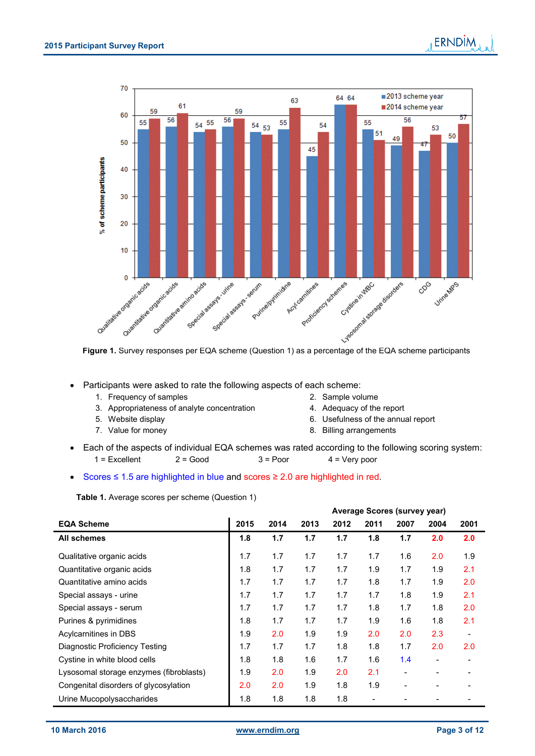**Figure 1.** Survey responses per EQA scheme (Question 1) as a percentage of the EQA scheme participants

- Participants were asked to rate the following aspects of each scheme:
  1. Frequency of samples
  2. Sample volume
  3. Appropriateness of analyte concentration
  4. Adequacy of the report
  5. Website display
  6. Usefulness of the annual report
  7. Value for money
  8. Billing arrangements

- Each of the aspects of individual EQA schemes was rated according to the following scoring system:
  1 = Excellent    2 = Good    3 = Poor    4 = Very poor

- Scores ≤ 1.5 are highlighted in blue and scores ≥ 2.0 are highlighted in red.

**Table 1.** Average scores per scheme (Question 1)

| | Average Scores (survey year) | | | | | | | |
|---|---|---|---|---|---|---|---|---|
| **EQA Scheme** | **2015** | **2014** | **2013** | **2012** | **2011** | **2007** | **2004** | **2001** |
| **All schemes** | **1.8** | **1.7** | **1.7** | **1.7** | **1.8** | **1.7** | **2.0** | **2.0** |
| Qualitative organic acids | 1.7 | 1.7 | 1.7 | 1.7 | 1.7 | 1.6 | 2.0 | 1.9 |
| Quantitative organic acids | 1.8 | 1.7 | 1.7 | 1.7 | 1.9 | 1.7 | 1.9 | 2.1 |
| Quantitative amino acids | 1.7 | 1.7 | 1.7 | 1.7 | 1.8 | 1.7 | 1.9 | 2.0 |
| Special assays - urine | 1.7 | 1.7 | 1.7 | 1.7 | 1.7 | 1.8 | 1.9 | 2.1 |
| Special assays - serum | 1.7 | 1.7 | 1.7 | 1.7 | 1.8 | 1.7 | 1.8 | 2.0 |
| Purines & pyrimidines | 1.8 | 1.7 | 1.7 | 1.7 | 1.9 | 1.6 | 1.8 | 2.1 |
| Acylcarnitines in DBS | 1.9 | 2.0 | 1.9 | 1.9 | 2.0 | 2.0 | 2.3 | - |
| Diagnostic Proficiency Testing | 1.7 | 1.7 | 1.7 | 1.8 | 1.8 | 1.7 | 2.0 | 2.0 |
| Cystine in white blood cells | 1.8 | 1.8 | 1.6 | 1.7 | 1.6 | 1.4 | - | - |
| Lysosomal storage enzymes (fibroblasts) | 1.9 | 2.0 | 1.9 | 2.0 | 2.1 | - | - | - |
| Congenital disorders of glycosylation | 2.0 | 2.0 | 1.9 | 1.8 | 1.9 | - | - | - |
| Urine Mucopolysaccharides | 1.8 | 1.8 | 1.8 | 1.8 | - | - | - | - |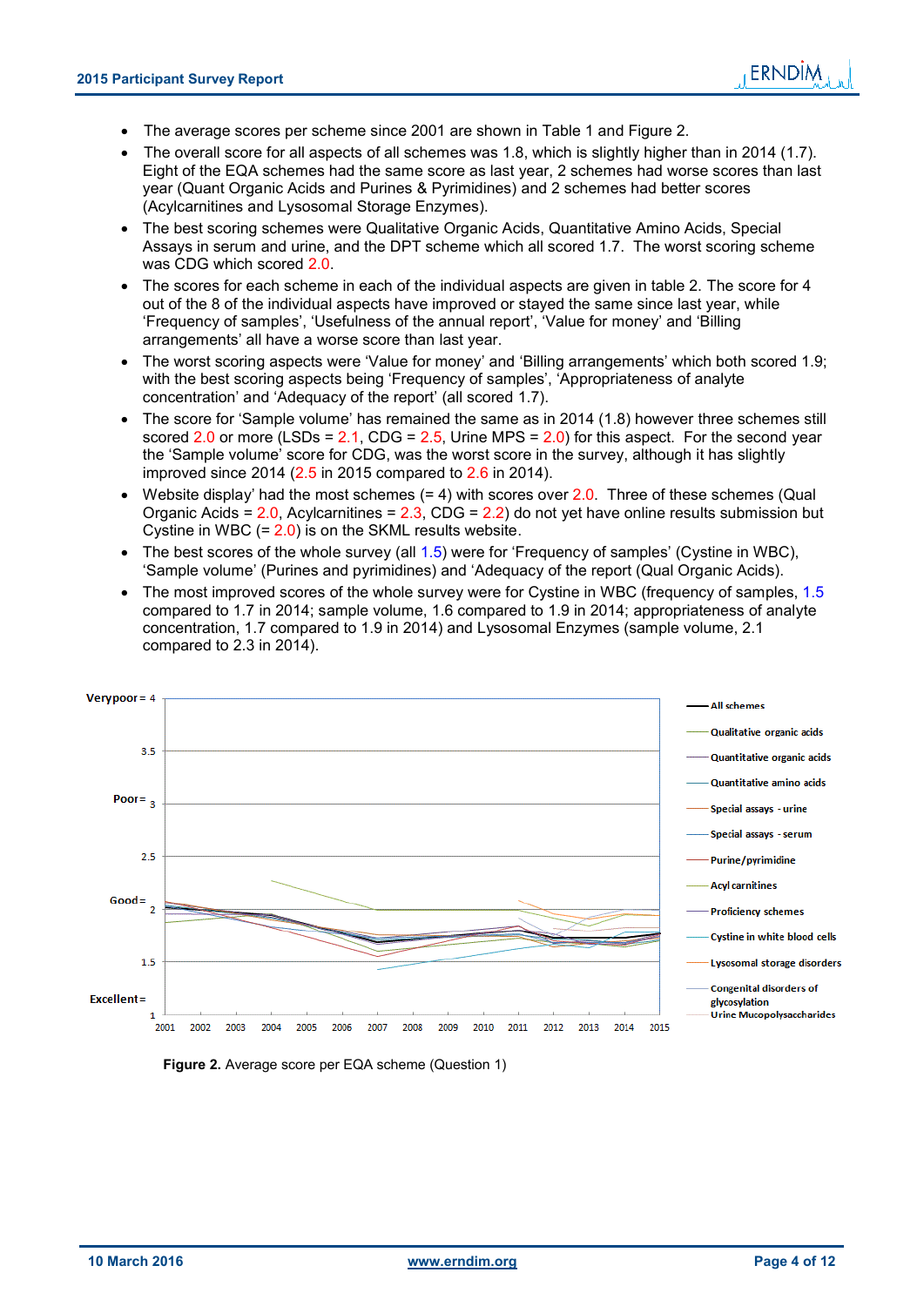- The average scores per scheme since 2001 are shown in Table 1 and Figure 2.
- The overall score for all aspects of all schemes was 1.8, which is slightly higher than in 2014 (1.7). Eight of the EQA schemes had the same score as last year, 2 schemes had worse scores than last year (Quant Organic Acids and Purines & Pyrimidines) and 2 schemes had better scores (Acylcarnitines and Lysosomal Storage Enzymes).
- The best scoring schemes were Qualitative Organic Acids, Quantitative Amino Acids, Special Assays in serum and urine, and the DPT scheme which all scored 1.7. The worst scoring scheme was CDG which scored 2.0.
- The scores for each scheme in each of the individual aspects are given in table 2. The score for 4 out of the 8 of the individual aspects have improved or stayed the same since last year, while 'Frequency of samples', 'Usefulness of the annual report', 'Value for money' and 'Billing arrangements' all have a worse score than last year.
- The worst scoring aspects were 'Value for money' and 'Billing arrangements' which both scored 1.9; with the best scoring aspects being 'Frequency of samples', 'Appropriateness of analyte concentration' and 'Adequacy of the report' (all scored 1.7).
- The score for 'Sample volume' has remained the same as in 2014 (1.8) however three schemes still scored 2.0 or more (LSDs = 2.1, CDG = 2.5, Urine MPS = 2.0) for this aspect. For the second year the 'Sample volume' score for CDG, was the worst score in the survey, although it has slightly improved since 2014 (2.5 in 2015 compared to 2.6 in 2014).
- Website display' had the most schemes (= 4) with scores over 2.0. Three of these schemes (Qual Organic Acids = 2.0, Acylcarnitines = 2.3, CDG = 2.2) do not yet have online results submission but Cystine in WBC (= 2.0) is on the SKML results website.
- The best scores of the whole survey (all 1.5) were for 'Frequency of samples' (Cystine in WBC), 'Sample volume' (Purines and pyrimidines) and 'Adequacy of the report (Qual Organic Acids).
- The most improved scores of the whole survey were for Cystine in WBC (frequency of samples, 1.5 compared to 1.7 in 2014; sample volume, 1.6 compared to 1.9 in 2014; appropriateness of analyte concentration, 1.7 compared to 1.9 in 2014) and Lysosomal Enzymes (sample volume, 2.1 compared to 2.3 in 2014).

**Figure 2.** Average score per EQA scheme (Question 1)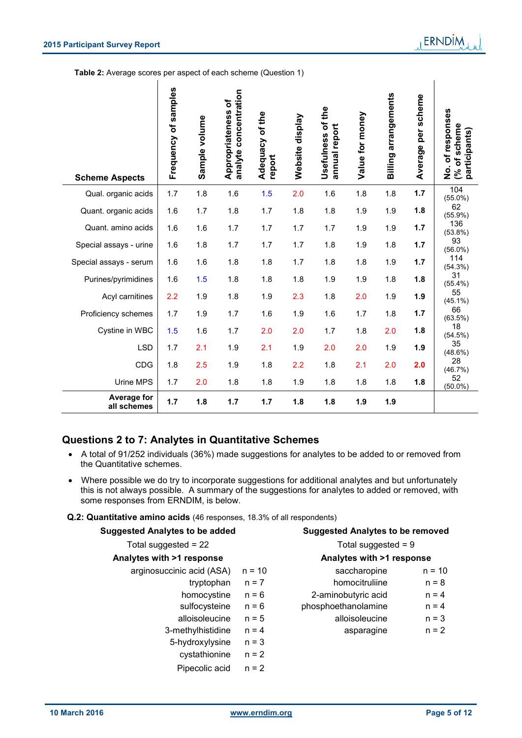**Table 2:** Average scores per aspect of each scheme (Question 1)

| Scheme Aspects | Frequency of samples | Sample volume | Appropriateness of analyte concentration | Adequacy of the report | Website display | Usefulness of the annual report | Value for money | Billing arrangements | Average per scheme | No. of responses (% of scheme participants) |
|---|---|---|---|---|---|---|---|---|---|---|
| Qual. organic acids | 1.7 | 1.8 | 1.6 | 1.5 | 2.0 | 1.6 | 1.8 | 1.8 | **1.7** | 104 (55.0%) |
| Quant. organic acids | 1.6 | 1.7 | 1.8 | 1.7 | 1.8 | 1.8 | 1.9 | 1.9 | **1.8** | 62 (55.9%) |
| Quant. amino acids | 1.6 | 1.6 | 1.7 | 1.7 | 1.7 | 1.7 | 1.9 | 1.9 | **1.7** | 136 (53.8%) |
| Special assays - urine | 1.6 | 1.8 | 1.7 | 1.7 | 1.7 | 1.8 | 1.9 | 1.8 | **1.7** | 93 (56.0%) |
| Special assays - serum | 1.6 | 1.6 | 1.8 | 1.8 | 1.7 | 1.8 | 1.8 | 1.9 | **1.7** | 114 (54.3%) |
| Purines/pyrimidines | 1.6 | 1.5 | 1.8 | 1.8 | 1.8 | 1.9 | 1.9 | 1.8 | **1.8** | 31 (55.4%) |
| Acyl carnitines | 2.2 | 1.9 | 1.8 | 1.9 | 2.3 | 1.8 | 2.0 | 1.9 | **1.9** | 55 (45.1%) |
| Proficiency schemes | 1.7 | 1.9 | 1.7 | 1.6 | 1.9 | 1.6 | 1.7 | 1.8 | **1.7** | 66 (63.5%) |
| Cystine in WBC | 1.5 | 1.6 | 1.7 | 2.0 | 2.0 | 1.7 | 1.8 | 2.0 | **1.8** | 18 (54.5%) |
| LSD | 1.7 | 2.1 | 1.9 | 2.1 | 1.9 | 2.0 | 2.0 | 1.9 | **1.9** | 35 (48.6%) |
| CDG | 1.8 | 2.5 | 1.9 | 1.8 | 2.2 | 1.8 | 2.1 | 2.0 | **2.0** | 28 (46.7%) |
| Urine MPS | 1.7 | 2.0 | 1.8 | 1.8 | 1.9 | 1.8 | 1.8 | 1.8 | **1.8** | 52 (50.0%) |
| **Average for all schemes** | **1.7** | **1.8** | **1.7** | **1.7** | **1.8** | **1.8** | **1.9** | **1.9** | | |

## Questions 2 to 7: Analytes in Quantitative Schemes

- A total of 91/252 individuals (36%) made suggestions for analytes to be added to or removed from the Quantitative schemes.
- Where possible we do try to incorporate suggestions for additional analytes and but unfortunately this is not always possible. A summary of the suggestions for analytes to added or removed, with some responses from ERNDIM, is below.

**Q.2: Quantitative amino acids** (46 responses, 18.3% of all respondents)

| Suggested Analytes to be added | | Suggested Analytes to be removed | |
|---|---|---|---|
| Total suggested = 22 | | Total suggested = 9 | |
| **Analytes with >1 response** | | **Analytes with >1 response** | |
| arginosuccinic acid (ASA) | n = 10 | saccharopine | n = 10 |
| tryptophan | n = 7 | homocitruliine | n = 8 |
| homocystine | n = 6 | 2-aminobutyric acid | n = 4 |
| sulfocysteine | n = 6 | phosphoethanolamine | n = 4 |
| alloisoleucine | n = 5 | alloisoleucine | n = 3 |
| 3-methylhistidine | n = 4 | asparagine | n = 2 |
| 5-hydroxylysine | n = 3 | | |
| cystathionine | n = 2 | | |
| Pipecolic acid | n = 2 | | |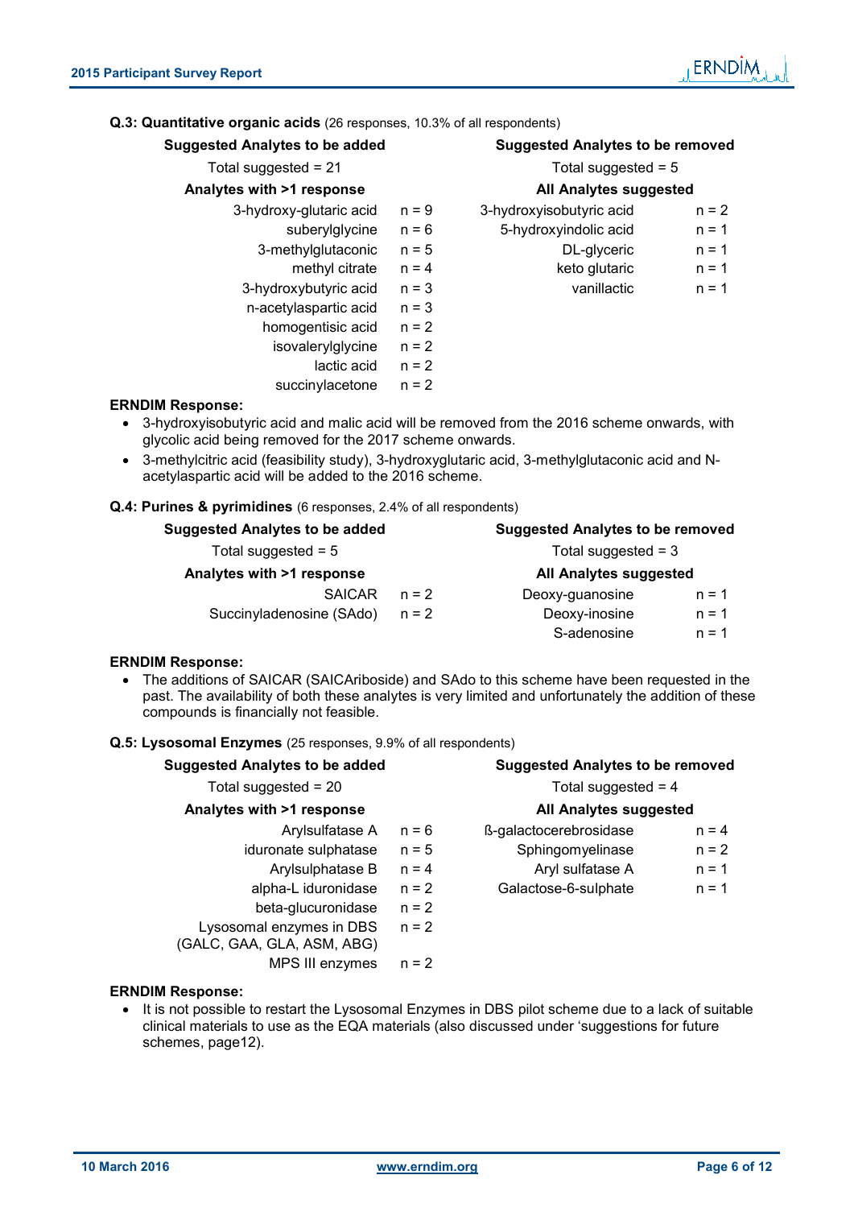**Q.3: Quantitative organic acids** (26 responses, 10.3% of all respondents)

| Suggested Analytes to be added | | Suggested Analytes to be removed | |
|---|---|---|---|
| Total suggested = 21 | | Total suggested = 5 | |
| **Analytes with >1 response** | | **All Analytes suggested** | |
| 3-hydroxy-glutaric acid | n = 9 | 3-hydroxyisobutyric acid | n = 2 |
| suberylglycine | n = 6 | 5-hydroxyindolic acid | n = 1 |
| 3-methylglutaconic | n = 5 | DL-glyceric | n = 1 |
| methyl citrate | n = 4 | keto glutaric | n = 1 |
| 3-hydroxybutyric acid | n = 3 | vanillactic | n = 1 |
| n-acetylaspartic acid | n = 3 | | |
| homogentisic acid | n = 2 | | |
| isovalerylglycine | n = 2 | | |
| lactic acid | n = 2 | | |
| succinylacetone | n = 2 | | |

**ERNDIM Response:**

- 3-hydroxyisobutyric acid and malic acid will be removed from the 2016 scheme onwards, with glycolic acid being removed for the 2017 scheme onwards.
- 3-methylcitric acid (feasibility study), 3-hydroxyglutaric acid, 3-methylglutaconic acid and N-acetylaspartic acid will be added to the 2016 scheme.

**Q.4: Purines & pyrimidines** (6 responses, 2.4% of all respondents)

| Suggested Analytes to be added | | Suggested Analytes to be removed | |
|---|---|---|---|
| Total suggested = 5 | | Total suggested = 3 | |
| **Analytes with >1 response** | | **All Analytes suggested** | |
| SAICAR | n = 2 | Deoxy-guanosine | n = 1 |
| Succinyladenosine (SAdo) | n = 2 | Deoxy-inosine | n = 1 |
| | | S-adenosine | n = 1 |

**ERNDIM Response:**

- The additions of SAICAR (SAICAriboside) and SAdo to this scheme have been requested in the past. The availability of both these analytes is very limited and unfortunately the addition of these compounds is financially not feasible.

**Q.5: Lysosomal Enzymes** (25 responses, 9.9% of all respondents)

| Suggested Analytes to be added | | Suggested Analytes to be removed | |
|---|---|---|---|
| Total suggested = 20 | | Total suggested = 4 | |
| **Analytes with >1 response** | | **All Analytes suggested** | |
| Arylsulfatase A | n = 6 | ß-galactocerebrosidase | n = 4 |
| iduronate sulphatase | n = 5 | Sphingomyelinase | n = 2 |
| Arylsulphatase B | n = 4 | Aryl sulfatase A | n = 1 |
| alpha-L iduronidase | n = 2 | Galactose-6-sulphate | n = 1 |
| beta-glucuronidase | n = 2 | | |
| Lysosomal enzymes in DBS (GALC, GAA, GLA, ASM, ABG) | n = 2 | | |
| MPS III enzymes | n = 2 | | |

**ERNDIM Response:**

- It is not possible to restart the Lysosomal Enzymes in DBS pilot scheme due to a lack of suitable clinical materials to use as the EQA materials (also discussed under 'suggestions for future schemes, page12).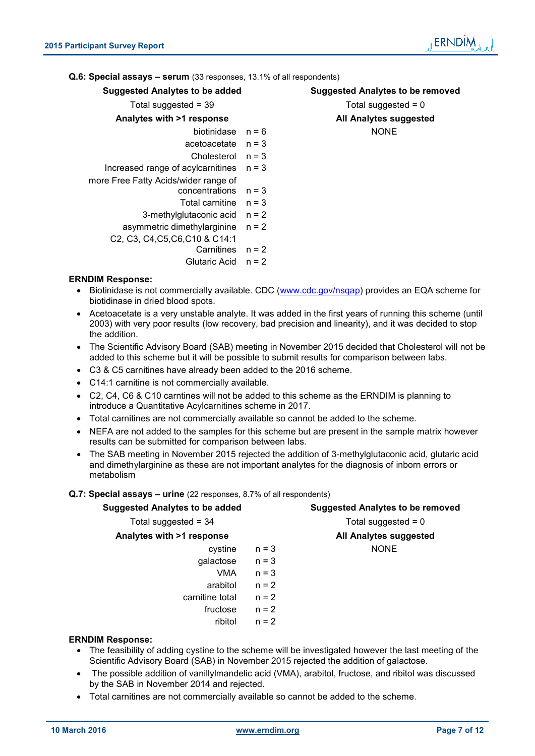**Q.6: Special assays – serum** (33 responses, 13.1% of all respondents)

**Suggested Analytes to be added**

Total suggested = 39

**Analytes with >1 response**

| Analyte | n |
|---|---|
| biotinidase | n = 6 |
| acetoacetate | n = 3 |
| Cholesterol | n = 3 |
| Increased range of acylcarnitines | n = 3 |
| more Free Fatty Acids/wider range of concentrations | n = 3 |
| Total carnitine | n = 3 |
| 3-methylglutaconic acid | n = 2 |
| asymmetric dimethylarginine | n = 2 |
| C2, C3, C4,C5,C6,C10 & C14:1 Carnitines | n = 2 |
| Glutaric Acid | n = 2 |

**Suggested Analytes to be removed**

Total suggested = 0

**All Analytes suggested**

NONE

**ERNDIM Response:**

- Biotinidase is not commercially available. CDC (www.cdc.gov/nsqap) provides an EQA scheme for biotidinase in dried blood spots.
- Acetoacetate is a very unstable analyte. It was added in the first years of running this scheme (until 2003) with very poor results (low recovery, bad precision and linearity), and it was decided to stop the addition.
- The Scientific Advisory Board (SAB) meeting in November 2015 decided that Cholesterol will not be added to this scheme but it will be possible to submit results for comparison between labs.
- C3 & C5 carnitines have already been added to the 2016 scheme.
- C14:1 carnitine is not commercially available.
- C2, C4, C6 & C10 carntines will not be added to this scheme as the ERNDIM is planning to introduce a Quantitative Acylcarnitines scheme in 2017.
- Total carnitines are not commercially available so cannot be added to the scheme.
- NEFA are not added to the samples for this scheme but are present in the sample matrix however results can be submitted for comparison between labs.
- The SAB meeting in November 2015 rejected the addition of 3-methylglutaconic acid, glutaric acid and dimethylarginine as these are not important analytes for the diagnosis of inborn errors or metabolism

**Q.7: Special assays – urine** (22 responses, 8.7% of all respondents)

**Suggested Analytes to be added**

Total suggested = 34

**Analytes with >1 response**

| Analyte | n |
|---|---|
| cystine | n = 3 |
| galactose | n = 3 |
| VMA | n = 3 |
| arabitol | n = 2 |
| carnitine total | n = 2 |
| fructose | n = 2 |
| ribitol | n = 2 |

**Suggested Analytes to be removed**

Total suggested = 0

**All Analytes suggested**

NONE

**ERNDIM Response:**

- The feasibility of adding cystine to the scheme will be investigated however the last meeting of the Scientific Advisory Board (SAB) in November 2015 rejected the addition of galactose.
- The possible addition of vanillylmandelic acid (VMA), arabitol, fructose, and ribitol was discussed by the SAB in November 2014 and rejected.
- Total carnitines are not commercially available so cannot be added to the scheme.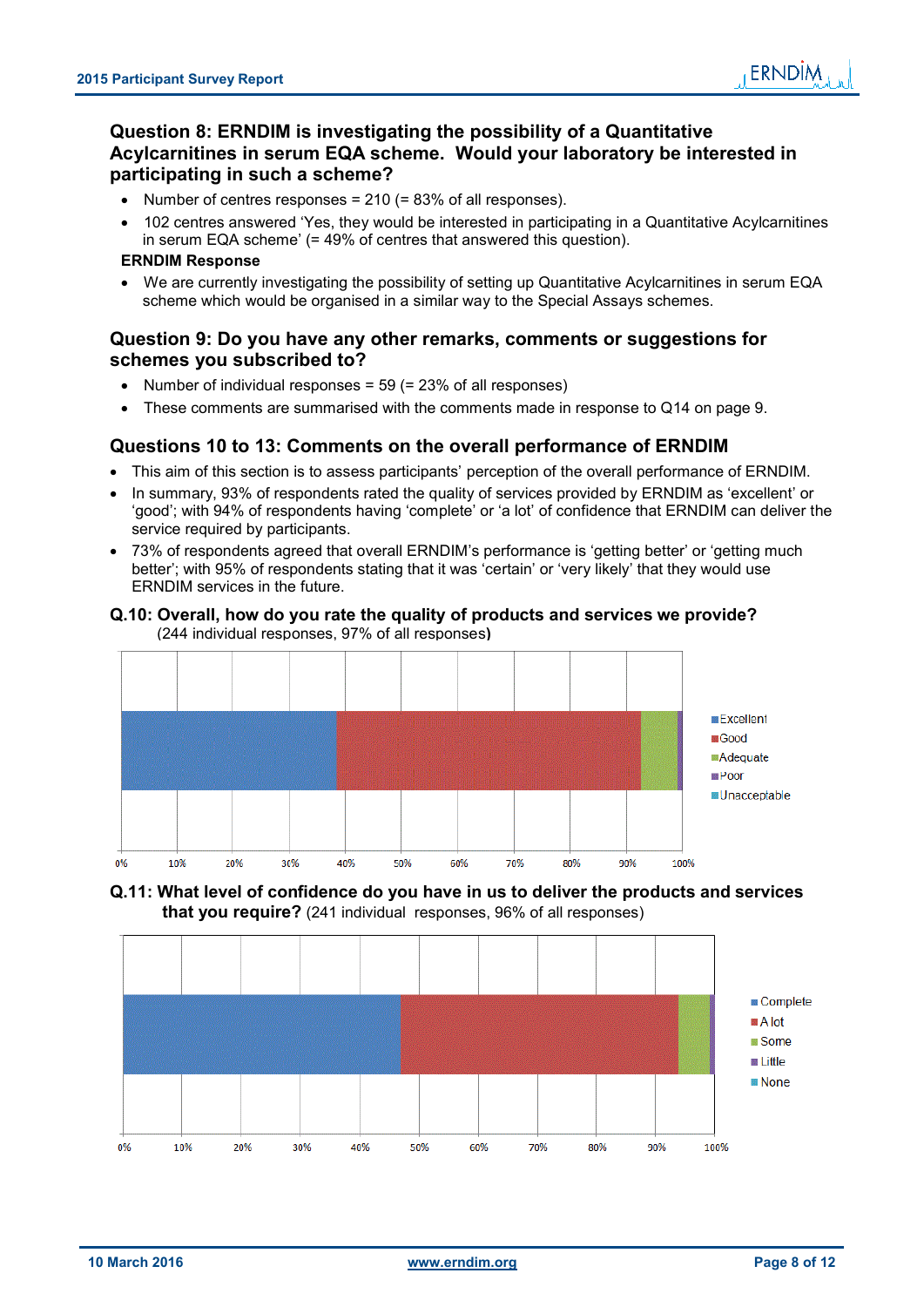### Question 8: ERNDIM is investigating the possibility of a Quantitative Acylcarnitines in serum EQA scheme. Would your laboratory be interested in participating in such a scheme?

- Number of centres responses = 210 (= 83% of all responses).
- 102 centres answered 'Yes, they would be interested in participating in a Quantitative Acylcarnitines in serum EQA scheme' (= 49% of centres that answered this question).

**ERNDIM Response**

- We are currently investigating the possibility of setting up Quantitative Acylcarnitines in serum EQA scheme which would be organised in a similar way to the Special Assays schemes.

### Question 9: Do you have any other remarks, comments or suggestions for schemes you subscribed to?

- Number of individual responses = 59 (= 23% of all responses)
- These comments are summarised with the comments made in response to Q14 on page 9.

### Questions 10 to 13: Comments on the overall performance of ERNDIM

- This aim of this section is to assess participants' perception of the overall performance of ERNDIM.
- In summary, 93% of respondents rated the quality of services provided by ERNDIM as 'excellent' or 'good'; with 94% of respondents having 'complete' or 'a lot' of confidence that ERNDIM can deliver the service required by participants.
- 73% of respondents agreed that overall ERNDIM's performance is 'getting better' or 'getting much better'; with 95% of respondents stating that it was 'certain' or 'very likely' that they would use ERNDIM services in the future.

**Q.10: Overall, how do you rate the quality of products and services we provide?** (244 individual responses, 97% of all responses)

Legend: Excellent, Good, Adequate, Poor, Unacceptable

0% 10% 20% 30% 40% 50% 60% 70% 80% 90% 100%

**Q.11: What level of confidence do you have in us to deliver the products and services that you require?** (241 individual responses, 96% of all responses)

Legend: Complete, A lot, Some, Little, None

0% 10% 20% 30% 40% 50% 60% 70% 80% 90% 100%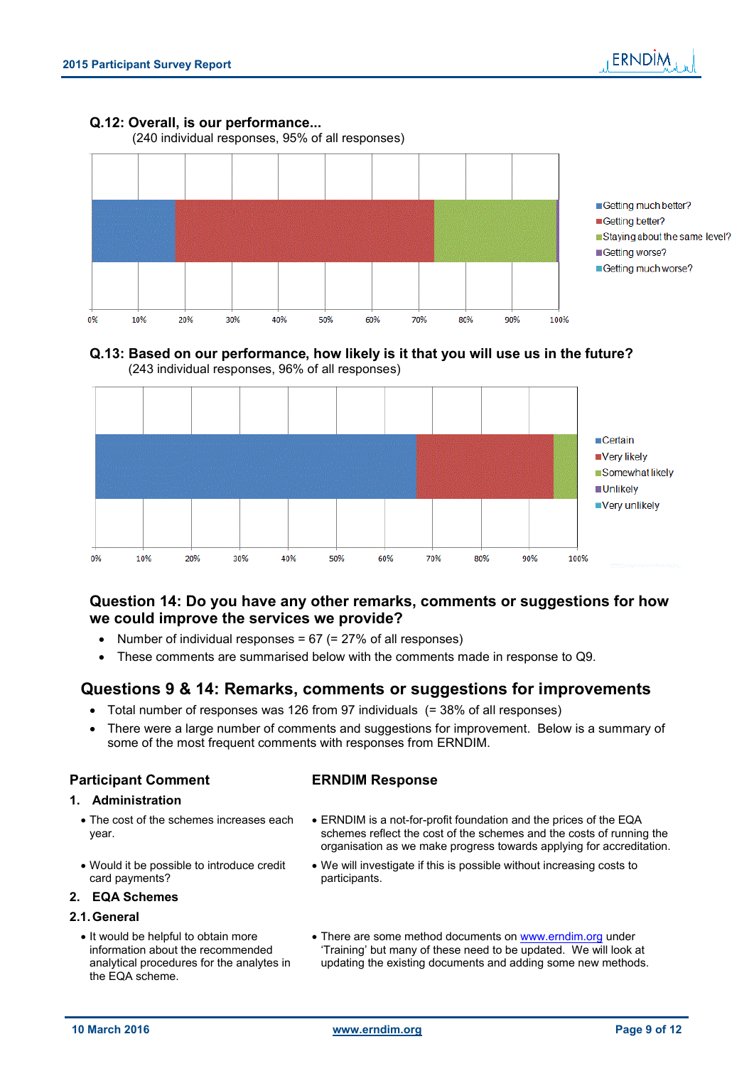### Q.12: Overall, is our performance...

(240 individual responses, 95% of all responses)

- Getting much better?
- Getting better?
- Staying about the same level?
- Getting worse?
- Getting much worse?

0% 10% 20% 30% 40% 50% 60% 70% 80% 90% 100%

### Q.13: Based on our performance, how likely is it that you will use us in the future?

(243 individual responses, 96% of all responses)

- Certain
- Very likely
- Somewhat likely
- Unlikely
- Very unlikely

0% 10% 20% 30% 40% 50% 60% 70% 80% 90% 100%

### Question 14: Do you have any other remarks, comments or suggestions for how we could improve the services we provide?

- Number of individual responses = 67 (= 27% of all responses)
- These comments are summarised below with the comments made in response to Q9.

## Questions 9 & 14: Remarks, comments or suggestions for improvements

- Total number of responses was 126 from 97 individuals (= 38% of all responses)
- There were a large number of comments and suggestions for improvement. Below is a summary of some of the most frequent comments with responses from ERNDIM.

| Participant Comment | ERNDIM Response |
|---|---|
| **1. Administration** | |
| • The cost of the schemes increases each year. | • ERNDIM is a not-for-profit foundation and the prices of the EQA schemes reflect the cost of the schemes and the costs of running the organisation as we make progress towards applying for accreditation. |
| • Would it be possible to introduce credit card payments? | • We will investigate if this is possible without increasing costs to participants. |
| **2. EQA Schemes** | |
| **2.1. General** | |
| • It would be helpful to obtain more information about the recommended analytical procedures for the analytes in the EQA scheme. | • There are some method documents on www.erndim.org under 'Training' but many of these need to be updated. We will look at updating the existing documents and adding some new methods. |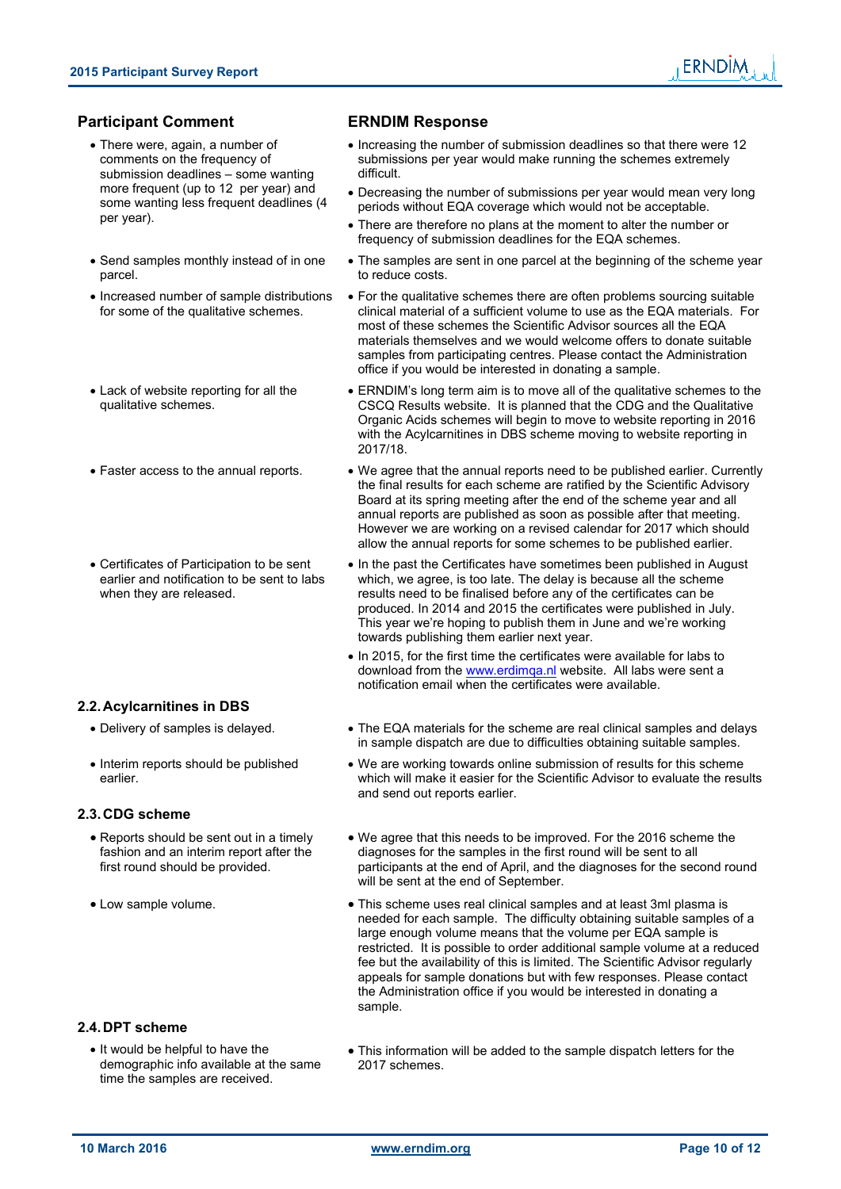| Participant Comment | ERNDIM Response |
|---|---|
| • There were, again, a number of comments on the frequency of submission deadlines – some wanting more frequent (up to 12 per year) and some wanting less frequent deadlines (4 per year). | • Increasing the number of submission deadlines so that there were 12 submissions per year would make running the schemes extremely difficult.<br>• Decreasing the number of submissions per year would mean very long periods without EQA coverage which would not be acceptable.<br>• There are therefore no plans at the moment to alter the number or frequency of submission deadlines for the EQA schemes. |
| • Send samples monthly instead of in one parcel. | • The samples are sent in one parcel at the beginning of the scheme year to reduce costs. |
| • Increased number of sample distributions for some of the qualitative schemes. | • For the qualitative schemes there are often problems sourcing suitable clinical material of a sufficient volume to use as the EQA materials. For most of these schemes the Scientific Advisor sources all the EQA materials themselves and we would welcome offers to donate suitable samples from participating centres. Please contact the Administration office if you would be interested in donating a sample. |
| • Lack of website reporting for all the qualitative schemes. | • ERNDIM's long term aim is to move all of the qualitative schemes to the CSCQ Results website. It is planned that the CDG and the Qualitative Organic Acids schemes will begin to move to website reporting in 2016 with the Acylcarnitines in DBS scheme moving to website reporting in 2017/18. |
| • Faster access to the annual reports. | • We agree that the annual reports need to be published earlier. Currently the final results for each scheme are ratified by the Scientific Advisory Board at its spring meeting after the end of the scheme year and all annual reports are published as soon as possible after that meeting. However we are working on a revised calendar for 2017 which should allow the annual reports for some schemes to be published earlier. |
| • Certificates of Participation to be sent earlier and notification to be sent to labs when they are released. | • In the past the Certificates have sometimes been published in August which, we agree, is too late. The delay is because all the scheme results need to be finalised before any of the certificates can be produced. In 2014 and 2015 the certificates were published in July. This year we're hoping to publish them in June and we're working towards publishing them earlier next year.<br>• In 2015, for the first time the certificates were available for labs to download from the www.erdimqa.nl website. All labs were sent a notification email when the certificates were available. |

### 2.2. Acylcarnitines in DBS

| Participant Comment | ERNDIM Response |
|---|---|
| • Delivery of samples is delayed. | • The EQA materials for the scheme are real clinical samples and delays in sample dispatch are due to difficulties obtaining suitable samples. |
| • Interim reports should be published earlier. | • We are working towards online submission of results for this scheme which will make it easier for the Scientific Advisor to evaluate the results and send out reports earlier. |

### 2.3. CDG scheme

| Participant Comment | ERNDIM Response |
|---|---|
| • Reports should be sent out in a timely fashion and an interim report after the first round should be provided. | • We agree that this needs to be improved. For the 2016 scheme the diagnoses for the samples in the first round will be sent to all participants at the end of April, and the diagnoses for the second round will be sent at the end of September. |
| • Low sample volume. | • This scheme uses real clinical samples and at least 3ml plasma is needed for each sample. The difficulty obtaining suitable samples of a large enough volume means that the volume per EQA sample is restricted. It is possible to order additional sample volume at a reduced fee but the availability of this is limited. The Scientific Advisor regularly appeals for sample donations but with few responses. Please contact the Administration office if you would be interested in donating a sample. |

### 2.4. DPT scheme

| Participant Comment | ERNDIM Response |
|---|---|
| • It would be helpful to have the demographic info available at the same time the samples are received. | • This information will be added to the sample dispatch letters for the 2017 schemes. |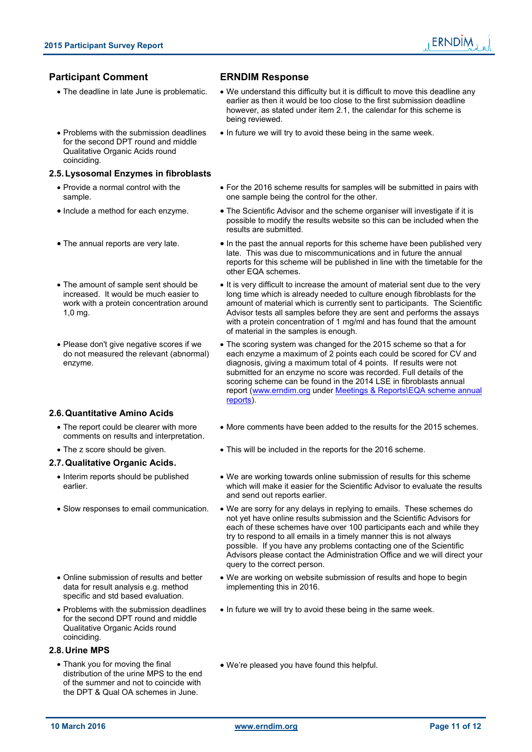| Participant Comment | ERNDIM Response |
|---|---|
| • The deadline in late June is problematic. | • We understand this difficulty but it is difficult to move this deadline any earlier as then it would be too close to the first submission deadline however, as stated under item 2.1, the calendar for this scheme is being reviewed. |
| • Problems with the submission deadlines for the second DPT round and middle Qualitative Organic Acids round coinciding. | • In future we will try to avoid these being in the same week. |

### 2.5. Lysosomal Enzymes in fibroblasts

| Participant Comment | ERNDIM Response |
|---|---|
| • Provide a normal control with the sample. | • For the 2016 scheme results for samples will be submitted in pairs with one sample being the control for the other. |
| • Include a method for each enzyme. | • The Scientific Advisor and the scheme organiser will investigate if it is possible to modify the results website so this can be included when the results are submitted. |
| • The annual reports are very late. | • In the past the annual reports for this scheme have been published very late. This was due to miscommunications and in future the annual reports for this scheme will be published in line with the timetable for the other EQA schemes. |
| • The amount of sample sent should be increased. It would be much easier to work with a protein concentration around 1,0 mg. | • It is very difficult to increase the amount of material sent due to the very long time which is already needed to culture enough fibroblasts for the amount of material which is currently sent to participants. The Scientific Advisor tests all samples before they are sent and performs the assays with a protein concentration of 1 mg/ml and has found that the amount of material in the samples is enough. |
| • Please don't give negative scores if we do not measured the relevant (abnormal) enzyme. | • The scoring system was changed for the 2015 scheme so that a for each enzyme a maximum of 2 points each could be scored for CV and diagnosis, giving a maximum total of 4 points. If results were not submitted for an enzyme no score was recorded. Full details of the scoring scheme can be found in the 2014 LSE in fibroblasts annual report ([www.erndim.org](www.erndim.org) under [Meetings & Reports\EQA scheme annual reports](Meetings & Reports\EQA scheme annual reports)). |

### 2.6. Quantitative Amino Acids

| Participant Comment | ERNDIM Response |
|---|---|
| • The report could be clearer with more comments on results and interpretation. | • More comments have been added to the results for the 2015 schemes. |
| • The z score should be given. | • This will be included in the reports for the 2016 scheme. |

### 2.7. Qualitative Organic Acids.

| Participant Comment | ERNDIM Response |
|---|---|
| • Interim reports should be published earlier. | • We are working towards online submission of results for this scheme which will make it easier for the Scientific Advisor to evaluate the results and send out reports earlier. |
| • Slow responses to email communication. | • We are sorry for any delays in replying to emails. These schemes do not yet have online results submission and the Scientific Advisors for each of these schemes have over 100 participants each and while they try to respond to all emails in a timely manner this is not always possible. If you have any problems contacting one of the Scientific Advisors please contact the Administration Office and we will direct your query to the correct person. |
| • Online submission of results and better data for result analysis e.g. method specific and std based evaluation. | • We are working on website submission of results and hope to begin implementing this in 2016. |
| • Problems with the submission deadlines for the second DPT round and middle Qualitative Organic Acids round coinciding. | • In future we will try to avoid these being in the same week. |

### 2.8. Urine MPS

| Participant Comment | ERNDIM Response |
|---|---|
| • Thank you for moving the final distribution of the urine MPS to the end of the summer and not to coincide with the DPT & Qual OA schemes in June. | • We're pleased you have found this helpful. |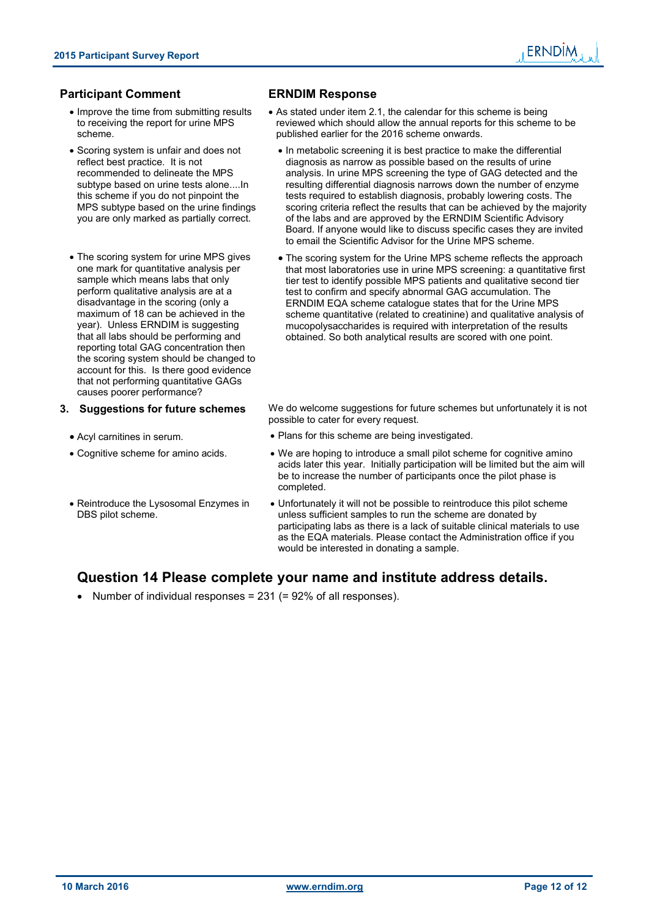| Participant Comment | ERNDIM Response |
| --- | --- |
| • Improve the time from submitting results to receiving the report for urine MPS scheme. | • As stated under item 2.1, the calendar for this scheme is being reviewed which should allow the annual reports for this scheme to be published earlier for the 2016 scheme onwards. |
| • Scoring system is unfair and does not reflect best practice. It is not recommended to delineate the MPS subtype based on urine tests alone....In this scheme if you do not pinpoint the MPS subtype based on the urine findings you are only marked as partially correct. | • In metabolic screening it is best practice to make the differential diagnosis as narrow as possible based on the results of urine analysis. In urine MPS screening the type of GAG detected and the resulting differential diagnosis narrows down the number of enzyme tests required to establish diagnosis, probably lowering costs. The scoring criteria reflect the results that can be achieved by the majority of the labs and are approved by the ERNDIM Scientific Advisory Board. If anyone would like to discuss specific cases they are invited to email the Scientific Advisor for the Urine MPS scheme. |
| • The scoring system for urine MPS gives one mark for quantitative analysis per sample which means labs that only perform qualitative analysis are at a disadvantage in the scoring (only a maximum of 18 can be achieved in the year). Unless ERNDIM is suggesting that all labs should be performing and reporting total GAG concentration then the scoring system should be changed to account for this. Is there good evidence that not performing quantitative GAGs causes poorer performance? | • The scoring system for the Urine MPS scheme reflects the approach that most laboratories use in urine MPS screening: a quantitative first tier test to identify possible MPS patients and qualitative second tier test to confirm and specify abnormal GAG accumulation. The ERNDIM EQA scheme catalogue states that for the Urine MPS scheme quantitative (related to creatinine) and qualitative analysis of mucopolysaccharides is required with interpretation of the results obtained. So both analytical results are scored with one point. |

### 3. Suggestions for future schemes

We do welcome suggestions for future schemes but unfortunately it is not possible to cater for every request.

| Participant Comment | ERNDIM Response |
| --- | --- |
| • Acyl carnitines in serum. | • Plans for this scheme are being investigated. |
| • Cognitive scheme for amino acids. | • We are hoping to introduce a small pilot scheme for cognitive amino acids later this year. Initially participation will be limited but the aim will be to increase the number of participants once the pilot phase is completed. |
| • Reintroduce the Lysosomal Enzymes in DBS pilot scheme. | • Unfortunately it will not be possible to reintroduce this pilot scheme unless sufficient samples to run the scheme are donated by participating labs as there is a lack of suitable clinical materials to use as the EQA materials. Please contact the Administration office if you would be interested in donating a sample. |

## Question 14 Please complete your name and institute address details.

- Number of individual responses = 231 (= 92% of all responses).